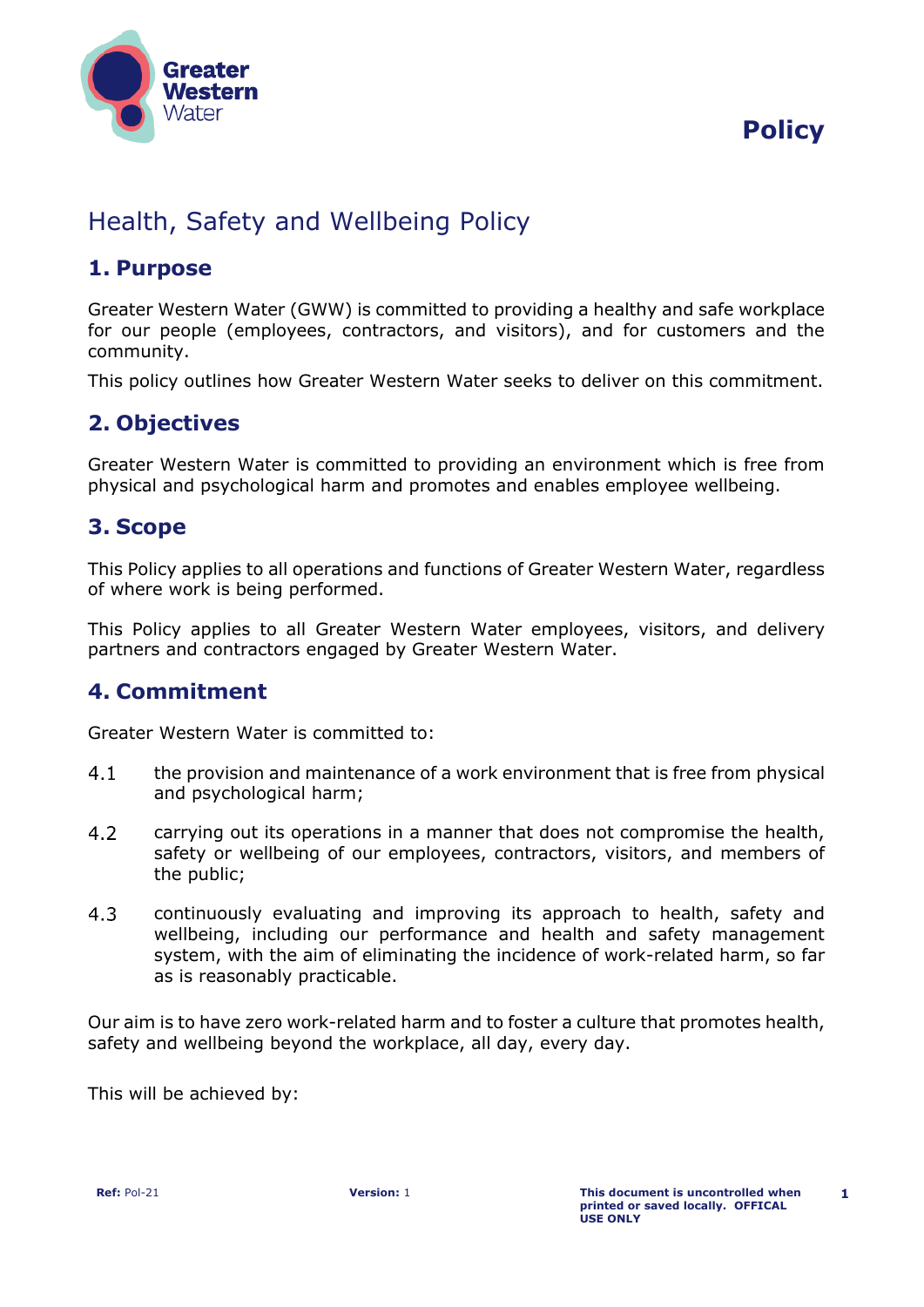# Health, Safety and Wellbeing Policy

## 1. Purpose

Greater Western Water (GWW) is committed to providing a healthy and safe workplace for our people (employees, contractors, and visitors), and for customers and the community.

This policy outlines how Greater Western Water seeks to deliver on this commitment.

## 2. Objectives

Greater Western Water is committed to providing an environment which is free from physical and psychological harm and promotes and enables employee wellbeing.

## 3. Scope

This Policy applies to all operations and functions of Greater Western Water, regardless of where work is being performed.

This Policy applies to all Greater Western Water employees, visitors, and delivery partners and contractors engaged by Greater Western Water.

## 4. Commitment

Greater Western Water is committed to:

4.1 the provision and maintenance of a work environment that is free from physical and psychological harm;

4.2 carrying out its operations in a manner that does not compromise the health, safety or wellbeing of our employees, contractors, visitors, and members of the public;

4.3 continuously evaluating and improving its approach to health, safety and wellbeing, including our performance and health and safety management system, with the aim of eliminating the incidence of work-related harm, so far as is reasonably practicable.

Our aim is to have zero work-related harm and to foster a culture that promotes health, safety and wellbeing beyond the workplace, all day, every day.

This will be achieved by: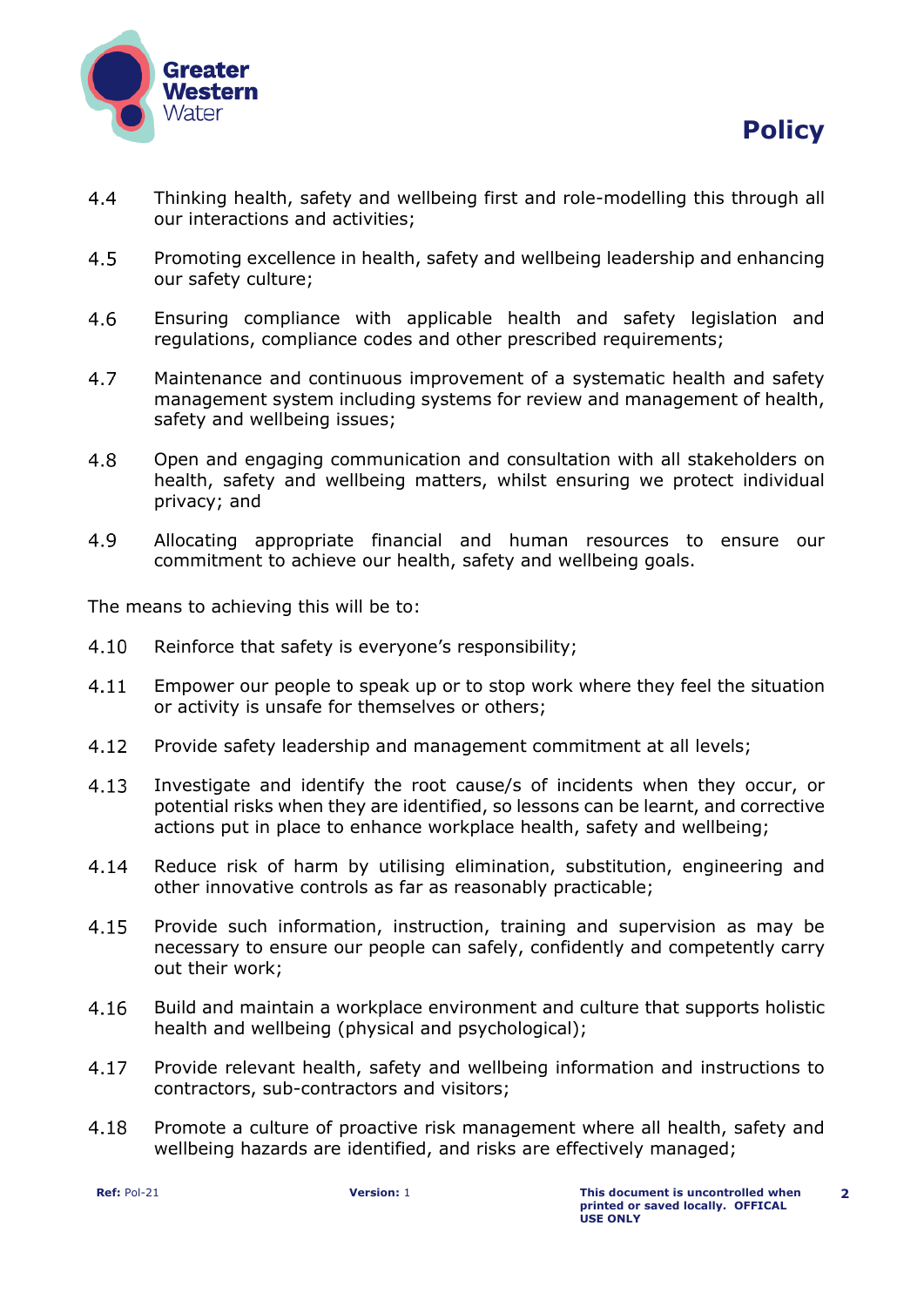4.4 Thinking health, safety and wellbeing first and role-modelling this through all our interactions and activities;

4.5 Promoting excellence in health, safety and wellbeing leadership and enhancing our safety culture;

4.6 Ensuring compliance with applicable health and safety legislation and regulations, compliance codes and other prescribed requirements;

4.7 Maintenance and continuous improvement of a systematic health and safety management system including systems for review and management of health, safety and wellbeing issues;

4.8 Open and engaging communication and consultation with all stakeholders on health, safety and wellbeing matters, whilst ensuring we protect individual privacy; and

4.9 Allocating appropriate financial and human resources to ensure our commitment to achieve our health, safety and wellbeing goals.

The means to achieving this will be to:

4.10 Reinforce that safety is everyone's responsibility;

4.11 Empower our people to speak up or to stop work where they feel the situation or activity is unsafe for themselves or others;

4.12 Provide safety leadership and management commitment at all levels;

4.13 Investigate and identify the root cause/s of incidents when they occur, or potential risks when they are identified, so lessons can be learnt, and corrective actions put in place to enhance workplace health, safety and wellbeing;

4.14 Reduce risk of harm by utilising elimination, substitution, engineering and other innovative controls as far as reasonably practicable;

4.15 Provide such information, instruction, training and supervision as may be necessary to ensure our people can safely, confidently and competently carry out their work;

4.16 Build and maintain a workplace environment and culture that supports holistic health and wellbeing (physical and psychological);

4.17 Provide relevant health, safety and wellbeing information and instructions to contractors, sub-contractors and visitors;

4.18 Promote a culture of proactive risk management where all health, safety and wellbeing hazards are identified, and risks are effectively managed;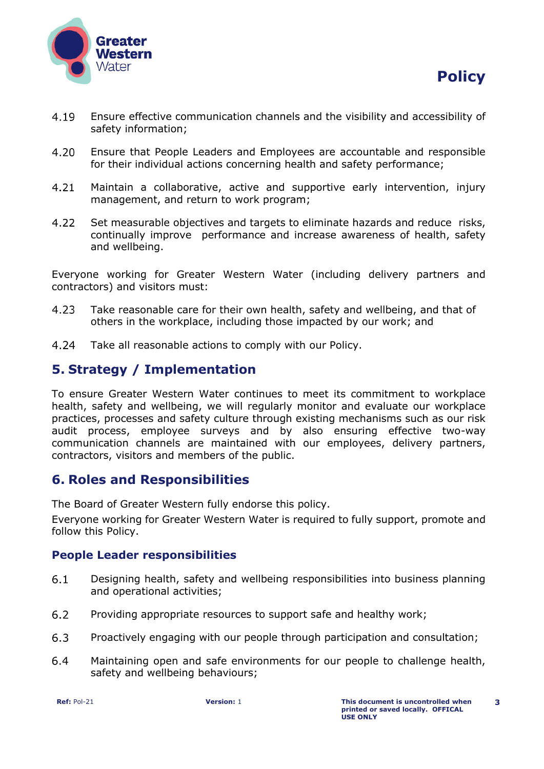4.19 Ensure effective communication channels and the visibility and accessibility of safety information;

4.20 Ensure that People Leaders and Employees are accountable and responsible for their individual actions concerning health and safety performance;

4.21 Maintain a collaborative, active and supportive early intervention, injury management, and return to work program;

4.22 Set measurable objectives and targets to eliminate hazards and reduce risks, continually improve performance and increase awareness of health, safety and wellbeing.

Everyone working for Greater Western Water (including delivery partners and contractors) and visitors must:

4.23 Take reasonable care for their own health, safety and wellbeing, and that of others in the workplace, including those impacted by our work; and

4.24 Take all reasonable actions to comply with our Policy.

## 5. Strategy / Implementation

To ensure Greater Western Water continues to meet its commitment to workplace health, safety and wellbeing, we will regularly monitor and evaluate our workplace practices, processes and safety culture through existing mechanisms such as our risk audit process, employee surveys and by also ensuring effective two-way communication channels are maintained with our employees, delivery partners, contractors, visitors and members of the public.

## 6. Roles and Responsibilities

The Board of Greater Western fully endorse this policy.

Everyone working for Greater Western Water is required to fully support, promote and follow this Policy.

### People Leader responsibilities

6.1 Designing health, safety and wellbeing responsibilities into business planning and operational activities;

6.2 Providing appropriate resources to support safe and healthy work;

6.3 Proactively engaging with our people through participation and consultation;

6.4 Maintaining open and safe environments for our people to challenge health, safety and wellbeing behaviours;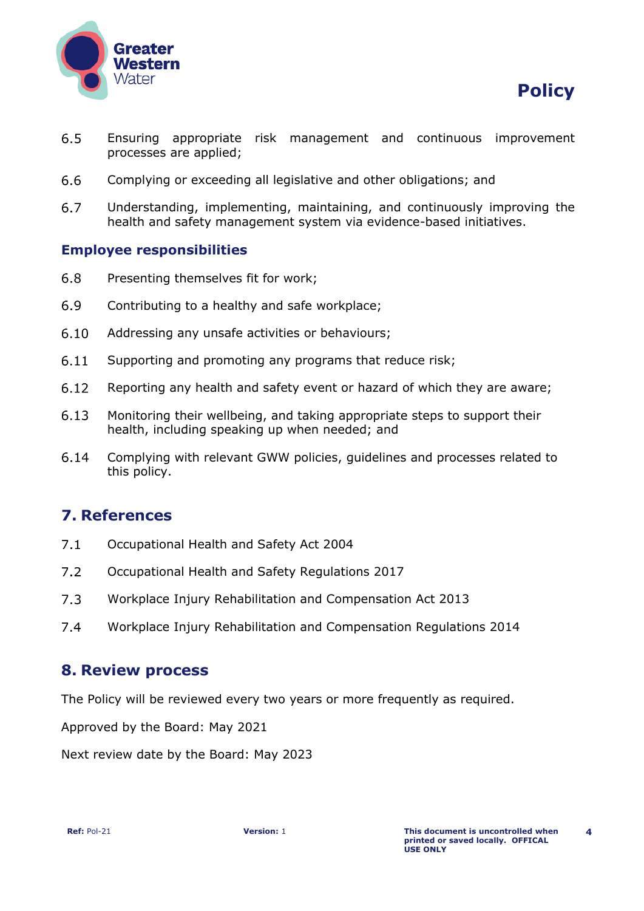6.5 Ensuring appropriate risk management and continuous improvement processes are applied;

6.6 Complying or exceeding all legislative and other obligations; and

6.7 Understanding, implementing, maintaining, and continuously improving the health and safety management system via evidence-based initiatives.

### Employee responsibilities

6.8 Presenting themselves fit for work;

6.9 Contributing to a healthy and safe workplace;

6.10 Addressing any unsafe activities or behaviours;

6.11 Supporting and promoting any programs that reduce risk;

6.12 Reporting any health and safety event or hazard of which they are aware;

6.13 Monitoring their wellbeing, and taking appropriate steps to support their health, including speaking up when needed; and

6.14 Complying with relevant GWW policies, guidelines and processes related to this policy.

## 7. References

7.1 Occupational Health and Safety Act 2004

7.2 Occupational Health and Safety Regulations 2017

7.3 Workplace Injury Rehabilitation and Compensation Act 2013

7.4 Workplace Injury Rehabilitation and Compensation Regulations 2014

## 8. Review process

The Policy will be reviewed every two years or more frequently as required.

Approved by the Board: May 2021

Next review date by the Board: May 2023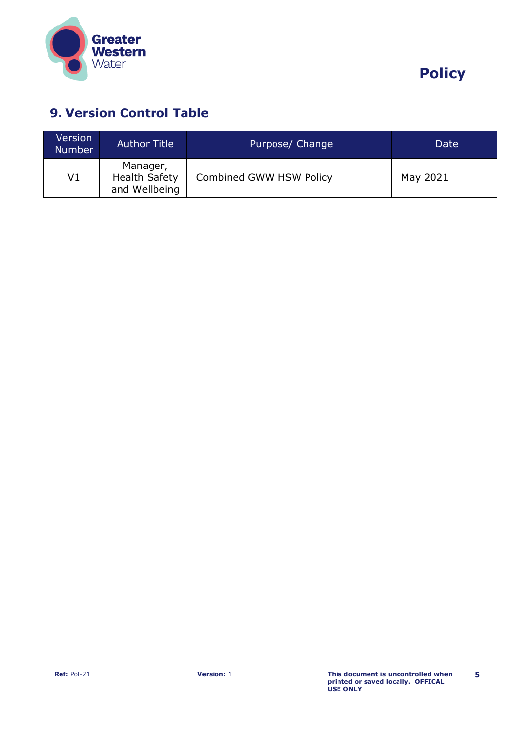## 9. Version Control Table

| Version Number | Author Title | Purpose/ Change | Date |
|---|---|---|---|
| V1 | Manager, Health Safety and Wellbeing | Combined GWW HSW Policy | May 2021 |